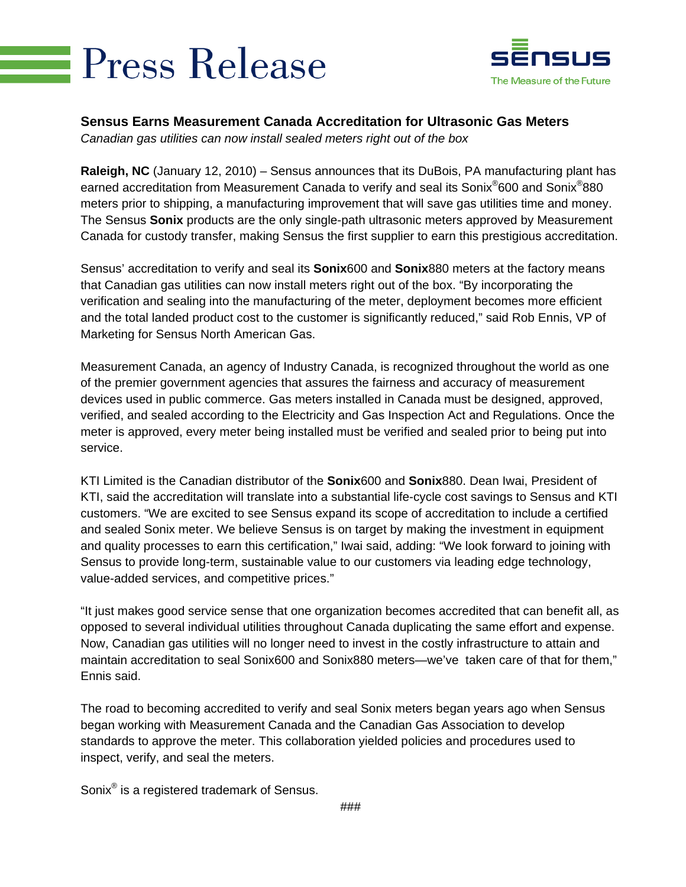# Press Release

sensus
The Measure of the Future

## Sensus Earns Measurement Canada Accreditation for Ultrasonic Gas Meters

*Canadian gas utilities can now install sealed meters right out of the box*

**Raleigh, NC** (January 12, 2010) – Sensus announces that its DuBois, PA manufacturing plant has earned accreditation from Measurement Canada to verify and seal its Sonix®600 and Sonix®880 meters prior to shipping, a manufacturing improvement that will save gas utilities time and money. The Sensus **Sonix** products are the only single-path ultrasonic meters approved by Measurement Canada for custody transfer, making Sensus the first supplier to earn this prestigious accreditation.

Sensus' accreditation to verify and seal its **Sonix**600 and **Sonix**880 meters at the factory means that Canadian gas utilities can now install meters right out of the box. "By incorporating the verification and sealing into the manufacturing of the meter, deployment becomes more efficient and the total landed product cost to the customer is significantly reduced," said Rob Ennis, VP of Marketing for Sensus North American Gas.

Measurement Canada, an agency of Industry Canada, is recognized throughout the world as one of the premier government agencies that assures the fairness and accuracy of measurement devices used in public commerce. Gas meters installed in Canada must be designed, approved, verified, and sealed according to the Electricity and Gas Inspection Act and Regulations. Once the meter is approved, every meter being installed must be verified and sealed prior to being put into service.

KTI Limited is the Canadian distributor of the **Sonix**600 and **Sonix**880. Dean Iwai, President of KTI, said the accreditation will translate into a substantial life-cycle cost savings to Sensus and KTI customers. "We are excited to see Sensus expand its scope of accreditation to include a certified and sealed Sonix meter. We believe Sensus is on target by making the investment in equipment and quality processes to earn this certification," Iwai said, adding: "We look forward to joining with Sensus to provide long-term, sustainable value to our customers via leading edge technology, value-added services, and competitive prices."

"It just makes good service sense that one organization becomes accredited that can benefit all, as opposed to several individual utilities throughout Canada duplicating the same effort and expense. Now, Canadian gas utilities will no longer need to invest in the costly infrastructure to attain and maintain accreditation to seal Sonix600 and Sonix880 meters—we've taken care of that for them," Ennis said.

The road to becoming accredited to verify and seal Sonix meters began years ago when Sensus began working with Measurement Canada and the Canadian Gas Association to develop standards to approve the meter. This collaboration yielded policies and procedures used to inspect, verify, and seal the meters.

Sonix® is a registered trademark of Sensus.

###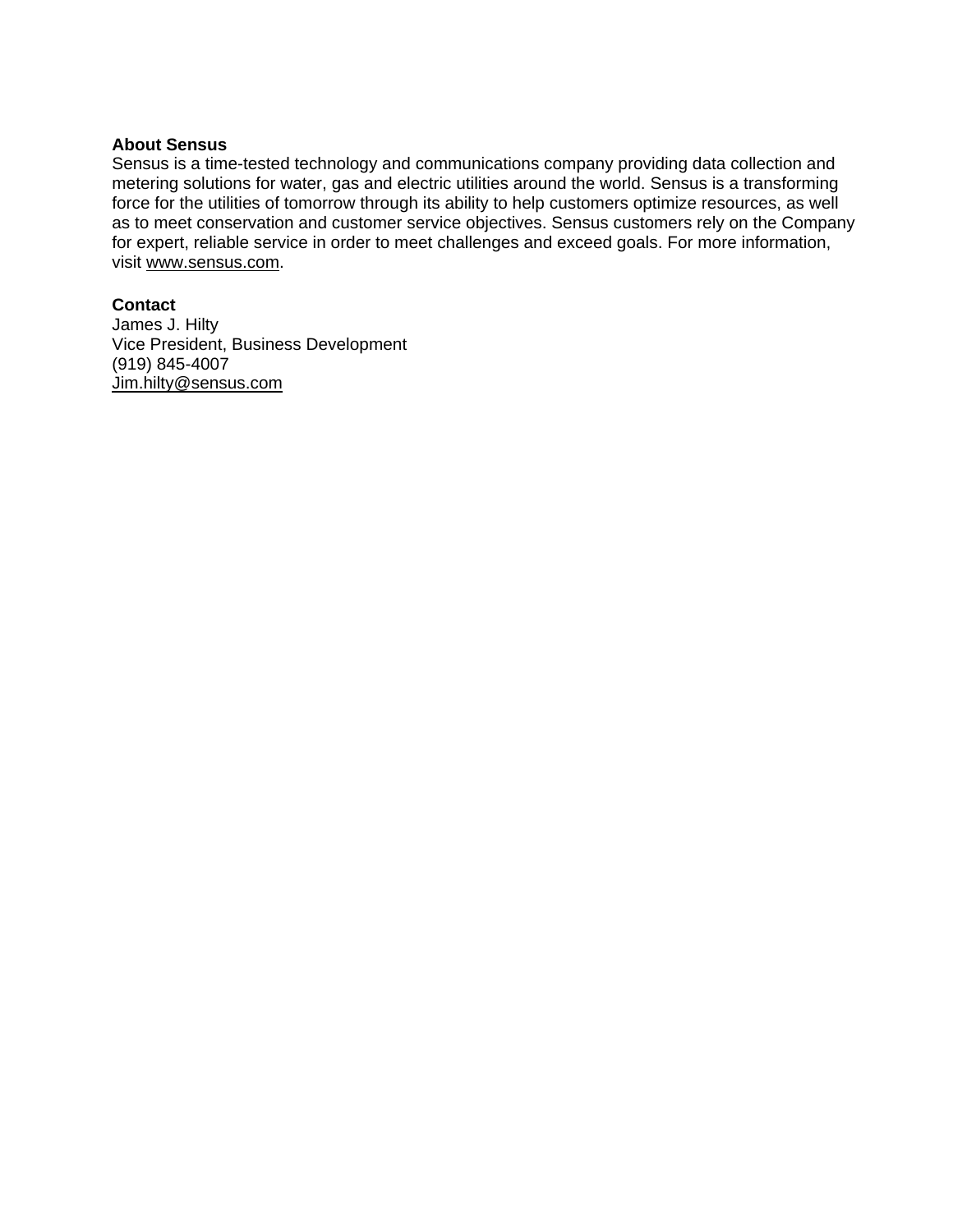**About Sensus**
Sensus is a time-tested technology and communications company providing data collection and metering solutions for water, gas and electric utilities around the world. Sensus is a transforming force for the utilities of tomorrow through its ability to help customers optimize resources, as well as to meet conservation and customer service objectives. Sensus customers rely on the Company for expert, reliable service in order to meet challenges and exceed goals. For more information, visit www.sensus.com.

**Contact**
James J. Hilty
Vice President, Business Development
(919) 845-4007
Jim.hilty@sensus.com